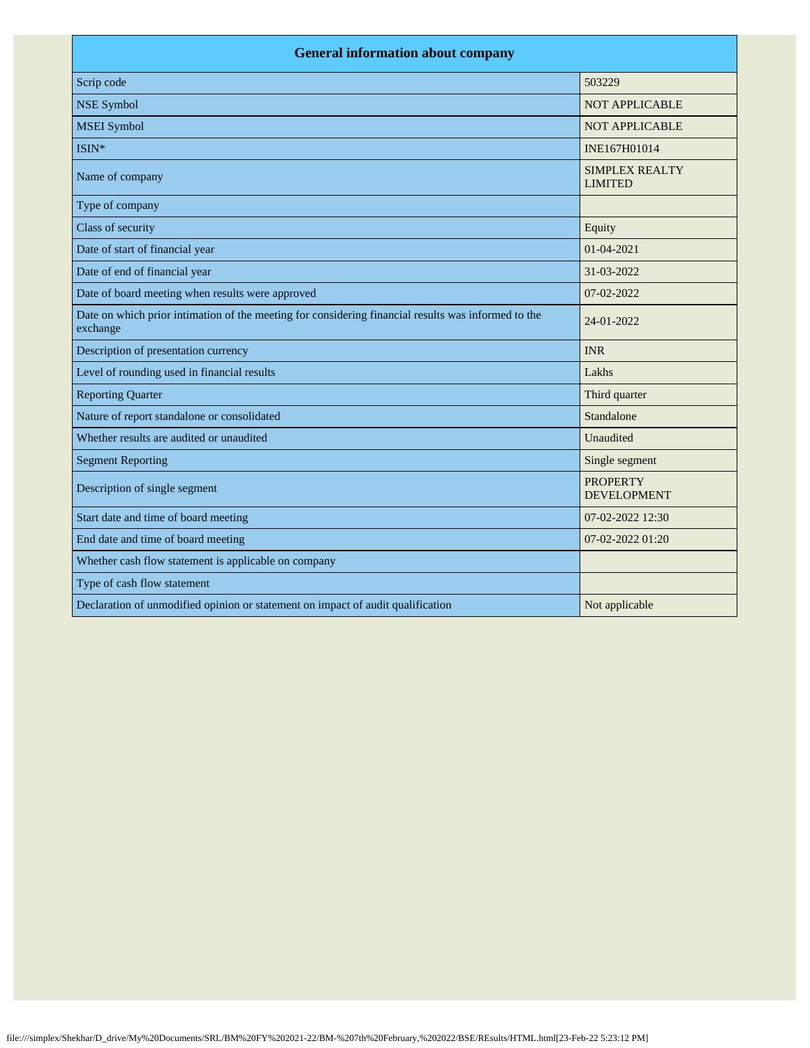| General information about company | |
|---|---|
| Scrip code | 503229 |
| NSE Symbol | NOT APPLICABLE |
| MSEI Symbol | NOT APPLICABLE |
| ISIN* | INE167H01014 |
| Name of company | SIMPLEX REALTY LIMITED |
| Type of company | |
| Class of security | Equity |
| Date of start of financial year | 01-04-2021 |
| Date of end of financial year | 31-03-2022 |
| Date of board meeting when results were approved | 07-02-2022 |
| Date on which prior intimation of the meeting for considering financial results was informed to the exchange | 24-01-2022 |
| Description of presentation currency | INR |
| Level of rounding used in financial results | Lakhs |
| Reporting Quarter | Third quarter |
| Nature of report standalone or consolidated | Standalone |
| Whether results are audited or unaudited | Unaudited |
| Segment Reporting | Single segment |
| Description of single segment | PROPERTY DEVELOPMENT |
| Start date and time of board meeting | 07-02-2022 12:30 |
| End date and time of board meeting | 07-02-2022 01:20 |
| Whether cash flow statement is applicable on company | |
| Type of cash flow statement | |
| Declaration of unmodified opinion or statement on impact of audit qualification | Not applicable |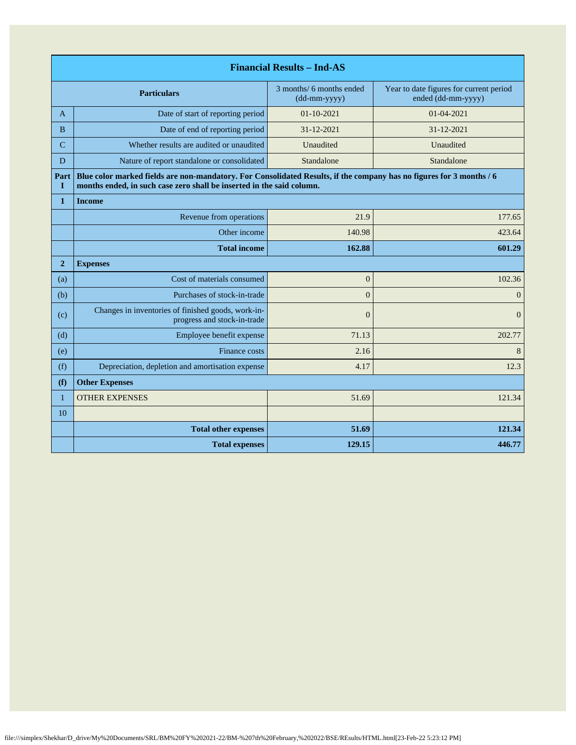| Financial Results – Ind-AS | | | |
|---|---|---|---|
| | **Particulars** | 3 months/ 6 months ended (dd-mm-yyyy) | Year to date figures for current period ended (dd-mm-yyyy) |
| A | Date of start of reporting period | 01-10-2021 | 01-04-2021 |
| B | Date of end of reporting period | 31-12-2021 | 31-12-2021 |
| C | Whether results are audited or unaudited | Unaudited | Unaudited |
| D | Nature of report standalone or consolidated | Standalone | Standalone |
| **Part I** | **Blue color marked fields are non-mandatory. For Consolidated Results, if the company has no figures for 3 months / 6 months ended, in such case zero shall be inserted in the said column.** | | |
| **1** | **Income** | | |
| | Revenue from operations | 21.9 | 177.65 |
| | Other income | 140.98 | 423.64 |
| | **Total income** | **162.88** | **601.29** |
| **2** | **Expenses** | | |
| (a) | Cost of materials consumed | 0 | 102.36 |
| (b) | Purchases of stock-in-trade | 0 | 0 |
| (c) | Changes in inventories of finished goods, work-in-progress and stock-in-trade | 0 | 0 |
| (d) | Employee benefit expense | 71.13 | 202.77 |
| (e) | Finance costs | 2.16 | 8 |
| (f) | Depreciation, depletion and amortisation expense | 4.17 | 12.3 |
| **(f)** | **Other Expenses** | | |
| 1 | OTHER EXPENSES | 51.69 | 121.34 |
| 10 | | | |
| | **Total other expenses** | **51.69** | **121.34** |
| | **Total expenses** | **129.15** | **446.77** |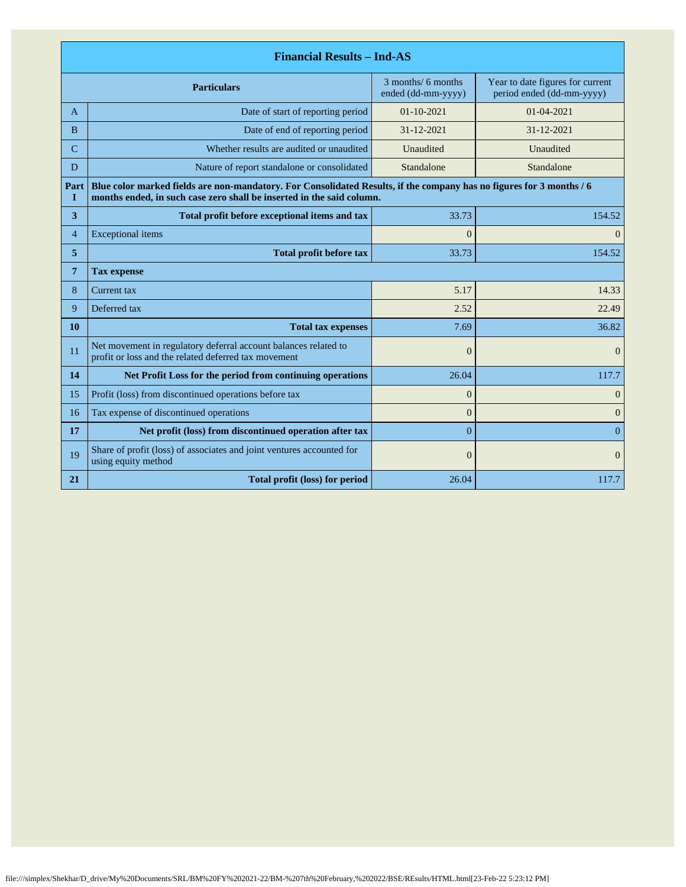| Financial Results – Ind-AS | | | |
|---|---|---|---|
| | **Particulars** | 3 months/ 6 months ended (dd-mm-yyyy) | Year to date figures for current period ended (dd-mm-yyyy) |
| A | Date of start of reporting period | 01-10-2021 | 01-04-2021 |
| B | Date of end of reporting period | 31-12-2021 | 31-12-2021 |
| C | Whether results are audited or unaudited | Unaudited | Unaudited |
| D | Nature of report standalone or consolidated | Standalone | Standalone |
| **Part I** | **Blue color marked fields are non-mandatory. For Consolidated Results, if the company has no figures for 3 months / 6 months ended, in such case zero shall be inserted in the said column.** | | |
| **3** | **Total profit before exceptional items and tax** | 33.73 | 154.52 |
| 4 | Exceptional items | 0 | 0 |
| **5** | **Total profit before tax** | 33.73 | 154.52 |
| **7** | **Tax expense** | | |
| 8 | Current tax | 5.17 | 14.33 |
| 9 | Deferred tax | 2.52 | 22.49 |
| **10** | **Total tax expenses** | 7.69 | 36.82 |
| 11 | Net movement in regulatory deferral account balances related to profit or loss and the related deferred tax movement | 0 | 0 |
| **14** | **Net Profit Loss for the period from continuing operations** | 26.04 | 117.7 |
| 15 | Profit (loss) from discontinued operations before tax | 0 | 0 |
| 16 | Tax expense of discontinued operations | 0 | 0 |
| **17** | **Net profit (loss) from discontinued operation after tax** | 0 | 0 |
| 19 | Share of profit (loss) of associates and joint ventures accounted for using equity method | 0 | 0 |
| **21** | **Total profit (loss) for period** | 26.04 | 117.7 |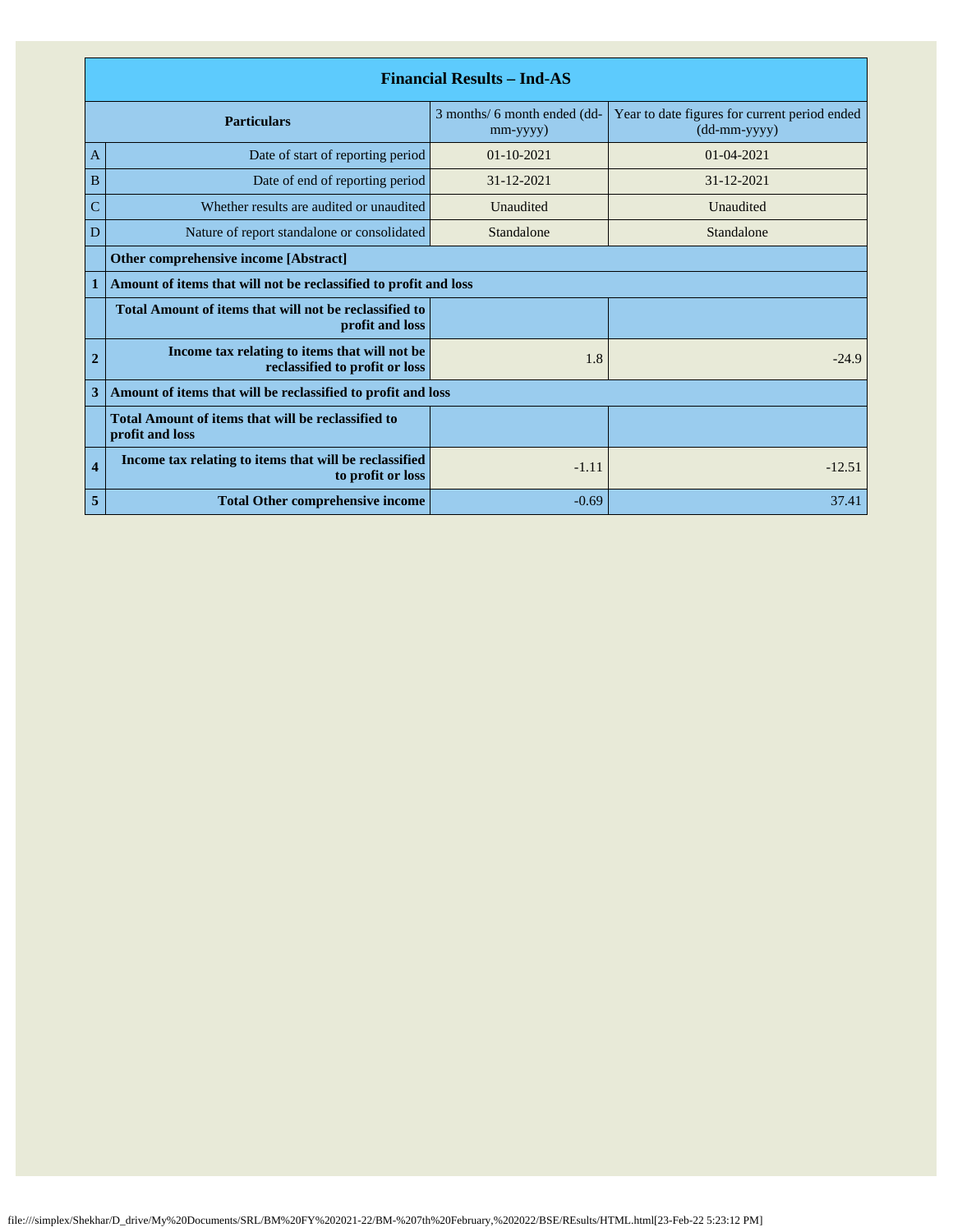| | Financial Results – Ind-AS | | |
|---|---|---|---|
| | **Particulars** | 3 months/ 6 month ended (dd-mm-yyyy) | Year to date figures for current period ended (dd-mm-yyyy) |
| A | Date of start of reporting period | 01-10-2021 | 01-04-2021 |
| B | Date of end of reporting period | 31-12-2021 | 31-12-2021 |
| C | Whether results are audited or unaudited | Unaudited | Unaudited |
| D | Nature of report standalone or consolidated | Standalone | Standalone |
| | **Other comprehensive income [Abstract]** | | |
| **1** | **Amount of items that will not be reclassified to profit and loss** | | |
| | **Total Amount of items that will not be reclassified to profit and loss** | | |
| **2** | **Income tax relating to items that will not be reclassified to profit or loss** | 1.8 | -24.9 |
| **3** | **Amount of items that will be reclassified to profit and loss** | | |
| | **Total Amount of items that will be reclassified to profit and loss** | | |
| **4** | **Income tax relating to items that will be reclassified to profit or loss** | -1.11 | -12.51 |
| **5** | **Total Other comprehensive income** | -0.69 | 37.41 |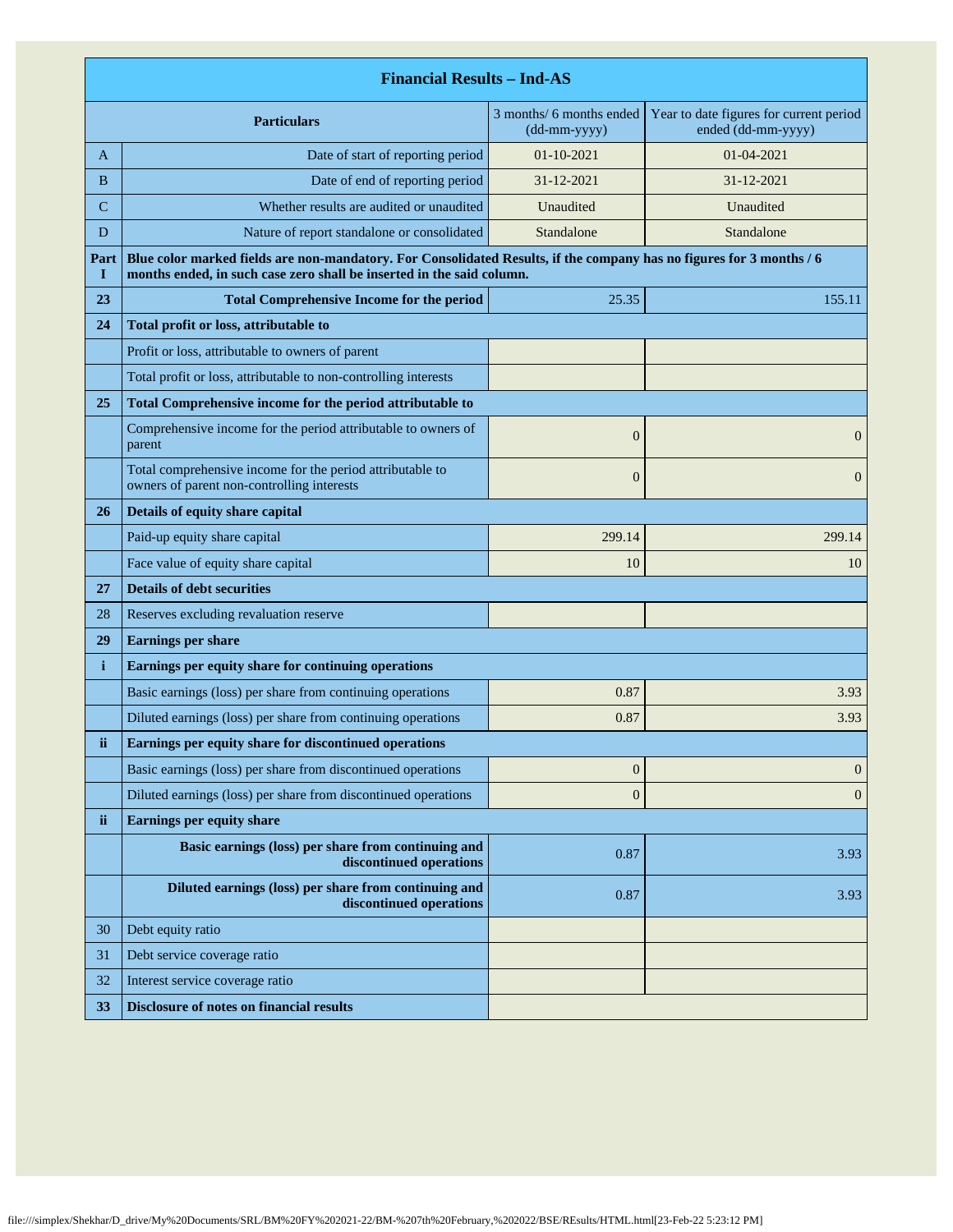| Financial Results – Ind-AS | | | |
|---|---|---|---|
| | **Particulars** | 3 months/ 6 months ended (dd-mm-yyyy) | Year to date figures for current period ended (dd-mm-yyyy) |
| A | Date of start of reporting period | 01-10-2021 | 01-04-2021 |
| B | Date of end of reporting period | 31-12-2021 | 31-12-2021 |
| C | Whether results are audited or unaudited | Unaudited | Unaudited |
| D | Nature of report standalone or consolidated | Standalone | Standalone |
| **Part I** | **Blue color marked fields are non-mandatory. For Consolidated Results, if the company has no figures for 3 months / 6 months ended, in such case zero shall be inserted in the said column.** | | |
| **23** | **Total Comprehensive Income for the period** | 25.35 | 155.11 |
| **24** | **Total profit or loss, attributable to** | | |
| | Profit or loss, attributable to owners of parent | | |
| | Total profit or loss, attributable to non-controlling interests | | |
| **25** | **Total Comprehensive income for the period attributable to** | | |
| | Comprehensive income for the period attributable to owners of parent | 0 | 0 |
| | Total comprehensive income for the period attributable to owners of parent non-controlling interests | 0 | 0 |
| **26** | **Details of equity share capital** | | |
| | Paid-up equity share capital | 299.14 | 299.14 |
| | Face value of equity share capital | 10 | 10 |
| **27** | **Details of debt securities** | | |
| 28 | Reserves excluding revaluation reserve | | |
| **29** | **Earnings per share** | | |
| **i** | **Earnings per equity share for continuing operations** | | |
| | Basic earnings (loss) per share from continuing operations | 0.87 | 3.93 |
| | Diluted earnings (loss) per share from continuing operations | 0.87 | 3.93 |
| **ii** | **Earnings per equity share for discontinued operations** | | |
| | Basic earnings (loss) per share from discontinued operations | 0 | 0 |
| | Diluted earnings (loss) per share from discontinued operations | 0 | 0 |
| **ii** | **Earnings per equity share** | | |
| | **Basic earnings (loss) per share from continuing and discontinued operations** | 0.87 | 3.93 |
| | **Diluted earnings (loss) per share from continuing and discontinued operations** | 0.87 | 3.93 |
| 30 | Debt equity ratio | | |
| 31 | Debt service coverage ratio | | |
| 32 | Interest service coverage ratio | | |
| **33** | **Disclosure of notes on financial results** | | |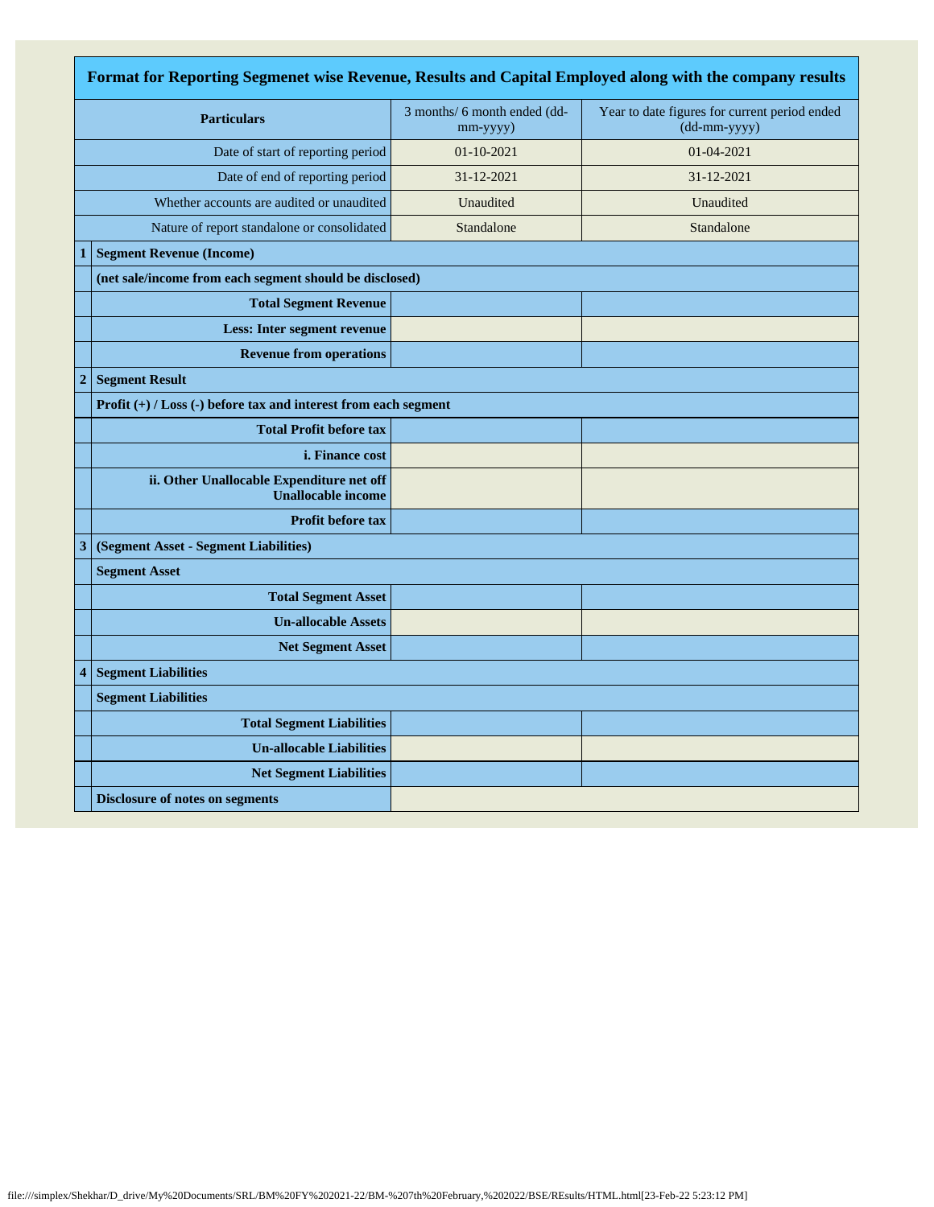| | Format for Reporting Segmenet wise Revenue, Results and Capital Employed along with the company results | | |
|---|---|---|---|
| | **Particulars** | 3 months/ 6 month ended (dd-mm-yyyy) | Year to date figures for current period ended (dd-mm-yyyy) |
| | Date of start of reporting period | 01-10-2021 | 01-04-2021 |
| | Date of end of reporting period | 31-12-2021 | 31-12-2021 |
| | Whether accounts are audited or unaudited | Unaudited | Unaudited |
| | Nature of report standalone or consolidated | Standalone | Standalone |
| **1** | **Segment Revenue (Income)** | | |
| | **(net sale/income from each segment should be disclosed)** | | |
| | **Total Segment Revenue** | | |
| | **Less: Inter segment revenue** | | |
| | **Revenue from operations** | | |
| **2** | **Segment Result** | | |
| | **Profit (+) / Loss (-) before tax and interest from each segment** | | |
| | **Total Profit before tax** | | |
| | **i. Finance cost** | | |
| | **ii. Other Unallocable Expenditure net off Unallocable income** | | |
| | **Profit before tax** | | |
| **3** | **(Segment Asset - Segment Liabilities)** | | |
| | **Segment Asset** | | |
| | **Total Segment Asset** | | |
| | **Un-allocable Assets** | | |
| | **Net Segment Asset** | | |
| **4** | **Segment Liabilities** | | |
| | **Segment Liabilities** | | |
| | **Total Segment Liabilities** | | |
| | **Un-allocable Liabilities** | | |
| | **Net Segment Liabilities** | | |
| | **Disclosure of notes on segments** | | |